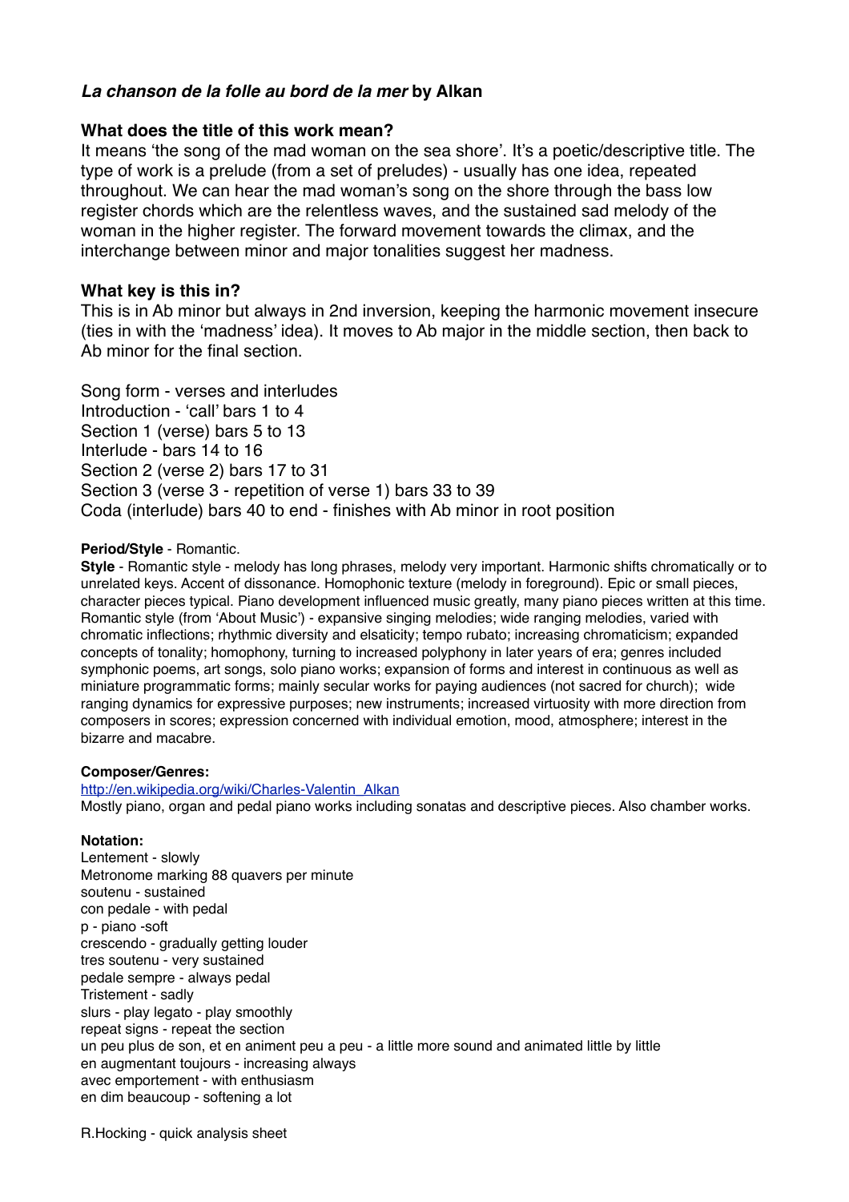## *La chanson de la folle au bord de la mer* by Alkan

### What does the title of this work mean?

It means 'the song of the mad woman on the sea shore'. It's a poetic/descriptive title. The type of work is a prelude (from a set of preludes) - usually has one idea, repeated throughout. We can hear the mad woman's song on the shore through the bass low register chords which are the relentless waves, and the sustained sad melody of the woman in the higher register. The forward movement towards the climax, and the interchange between minor and major tonalities suggest her madness.

### What key is this in?

This is in Ab minor but always in 2nd inversion, keeping the harmonic movement insecure (ties in with the 'madness' idea). It moves to Ab major in the middle section, then back to Ab minor for the final section.

Song form - verses and interludes
Introduction - 'call' bars 1 to 4
Section 1 (verse) bars 5 to 13
Interlude - bars 14 to 16
Section 2 (verse 2) bars 17 to 31
Section 3 (verse 3 - repetition of verse 1) bars 33 to 39
Coda (interlude) bars 40 to end - finishes with Ab minor in root position

**Period/Style** - Romantic.

**Style** - Romantic style - melody has long phrases, melody very important. Harmonic shifts chromatically or to unrelated keys. Accent of dissonance. Homophonic texture (melody in foreground). Epic or small pieces, character pieces typical. Piano development influenced music greatly, many piano pieces written at this time. Romantic style (from 'About Music') - expansive singing melodies; wide ranging melodies, varied with chromatic inflections; rhythmic diversity and elsaticity; tempo rubato; increasing chromaticism; expanded concepts of tonality; homophony, turning to increased polyphony in later years of era; genres included symphonic poems, art songs, solo piano works; expansion of forms and interest in continuous as well as miniature programmatic forms; mainly secular works for paying audiences (not sacred for church); wide ranging dynamics for expressive purposes; new instruments; increased virtuosity with more direction from composers in scores; expression concerned with individual emotion, mood, atmosphere; interest in the bizarre and macabre.

**Composer/Genres:**
[http://en.wikipedia.org/wiki/Charles-Valentin_Alkan](http://en.wikipedia.org/wiki/Charles-Valentin_Alkan)
Mostly piano, organ and pedal piano works including sonatas and descriptive pieces. Also chamber works.

**Notation:**
Lentement - slowly
Metronome marking 88 quavers per minute
soutenu - sustained
con pedale - with pedal
p - piano -soft
crescendo - gradually getting louder
tres soutenu - very sustained
pedale sempre - always pedal
Tristement - sadly
slurs - play legato - play smoothly
repeat signs - repeat the section
un peu plus de son, et en animent peu a peu - a little more sound and animated little by little
en augmentant toujours - increasing always
avec emportement - with enthusiasm
en dim beaucoup - softening a lot

R.Hocking - quick analysis sheet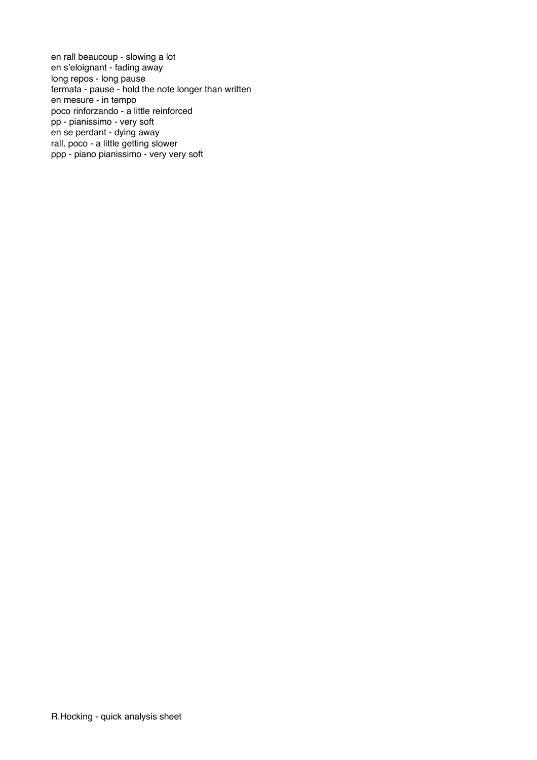en rall beaucoup - slowing a lot
en s'eloignant - fading away
long repos - long pause
fermata - pause - hold the note longer than written
en mesure - in tempo
poco rinforzando - a little reinforced
pp - pianissimo - very soft
en se perdant - dying away
rall. poco - a little getting slower
ppp - piano pianissimo - very very soft